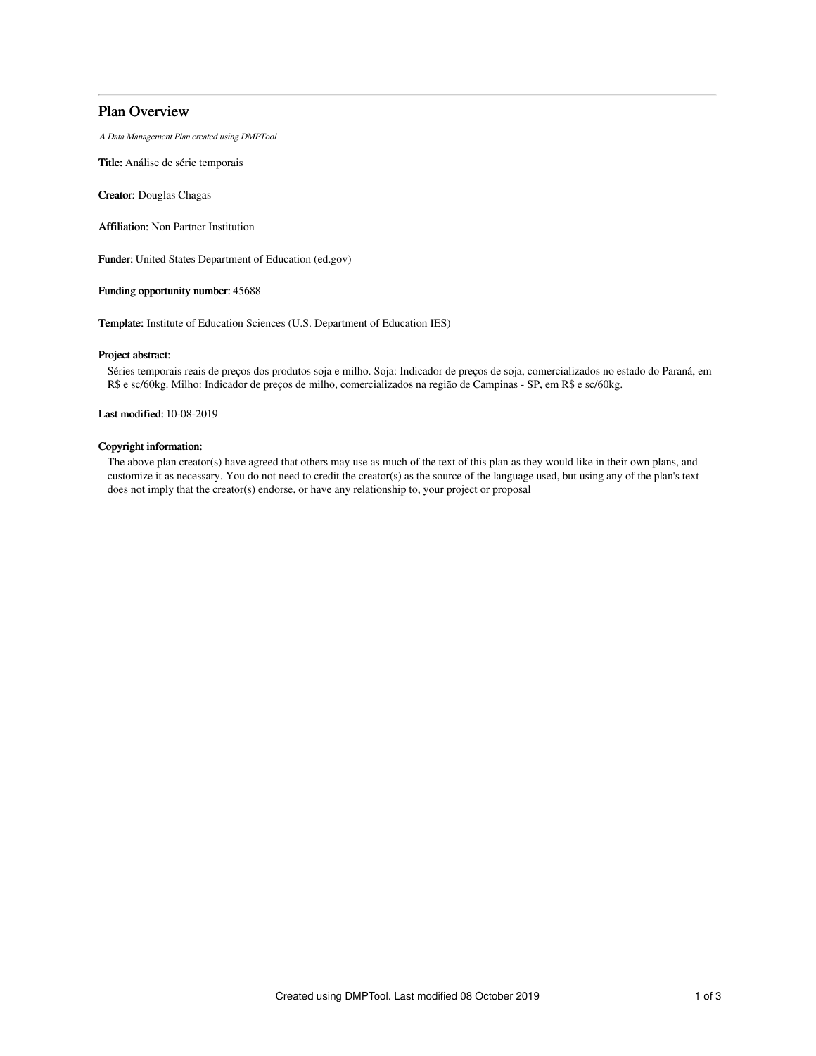# Plan Overview

*A Data Management Plan created using DMPTool*

**Title:** Análise de série temporais

**Creator:** Douglas Chagas

**Affiliation:** Non Partner Institution

**Funder:** United States Department of Education (ed.gov)

**Funding opportunity number:** 45688

**Template:** Institute of Education Sciences (U.S. Department of Education IES)

**Project abstract:**

Séries temporais reais de preços dos produtos soja e milho. Soja: Indicador de preços de soja, comercializados no estado do Paraná, em R$ e sc/60kg. Milho: Indicador de preços de milho, comercializados na região de Campinas - SP, em R$ e sc/60kg.

**Last modified:** 10-08-2019

**Copyright information:**

The above plan creator(s) have agreed that others may use as much of the text of this plan as they would like in their own plans, and customize it as necessary. You do not need to credit the creator(s) as the source of the language used, but using any of the plan's text does not imply that the creator(s) endorse, or have any relationship to, your project or proposal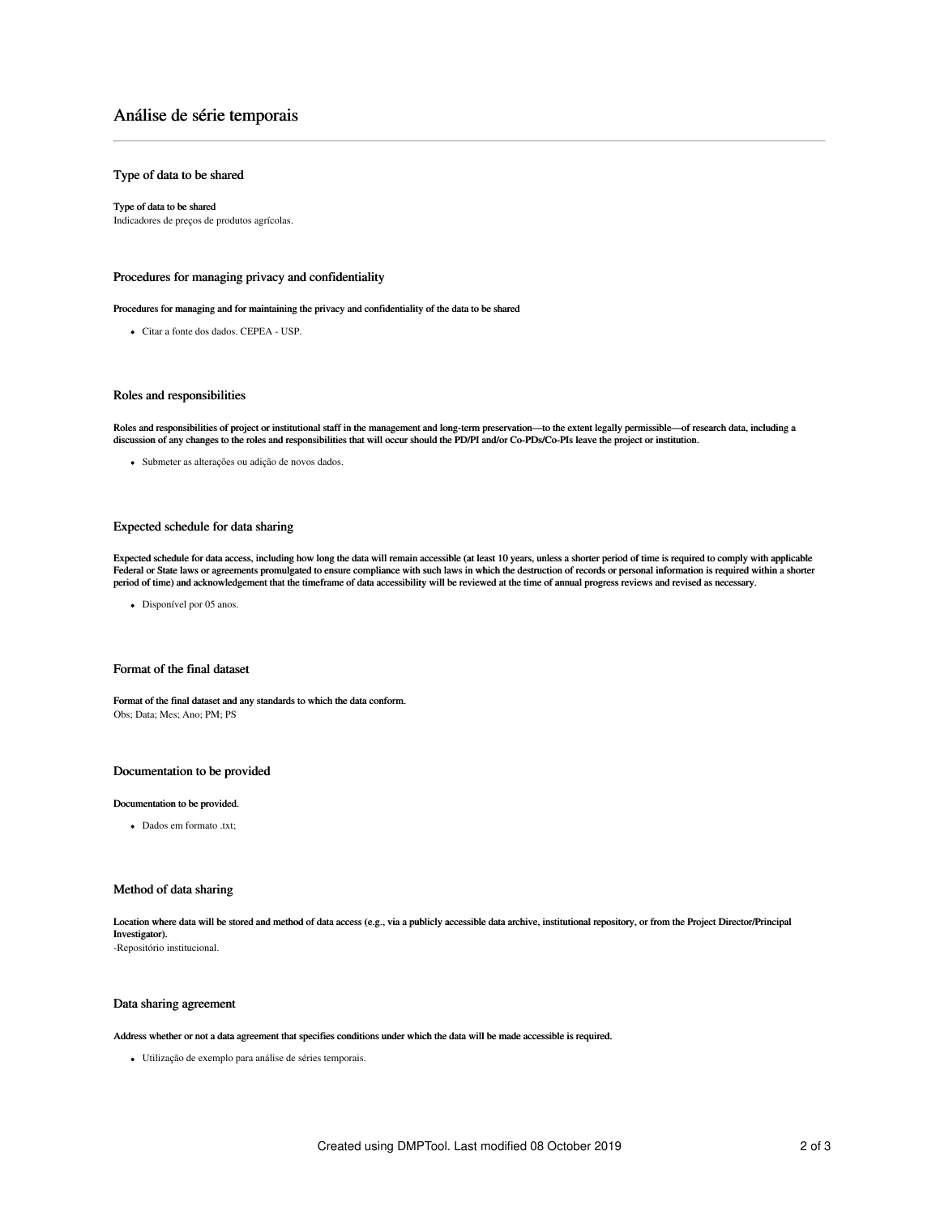# Análise de série temporais

## Type of data to be shared

**Type of data to be shared**

Indicadores de preços de produtos agrícolas.

## Procedures for managing privacy and confidentiality

**Procedures for managing and for maintaining the privacy and confidentiality of the data to be shared**

- Citar a fonte dos dados. CEPEA - USP.

## Roles and responsibilities

**Roles and responsibilities of project or institutional staff in the management and long-term preservation—to the extent legally permissible—of research data, including a discussion of any changes to the roles and responsibilities that will occur should the PD/PI and/or Co-PDs/Co-PIs leave the project or institution.**

- Submeter as alterações ou adição de novos dados.

## Expected schedule for data sharing

**Expected schedule for data access, including how long the data will remain accessible (at least 10 years, unless a shorter period of time is required to comply with applicable Federal or State laws or agreements promulgated to ensure compliance with such laws in which the destruction of records or personal information is required within a shorter period of time) and acknowledgement that the timeframe of data accessibility will be reviewed at the time of annual progress reviews and revised as necessary.**

- Disponível por 05 anos.

## Format of the final dataset

**Format of the final dataset and any standards to which the data conform.**

Obs; Data; Mes; Ano; PM; PS

## Documentation to be provided

**Documentation to be provided.**

- Dados em formato .txt;

## Method of data sharing

**Location where data will be stored and method of data access (e.g., via a publicly accessible data archive, institutional repository, or from the Project Director/Principal Investigator).**

-Repositório institucional.

## Data sharing agreement

**Address whether or not a data agreement that specifies conditions under which the data will be made accessible is required.**

- Utilização de exemplo para análise de séries temporais.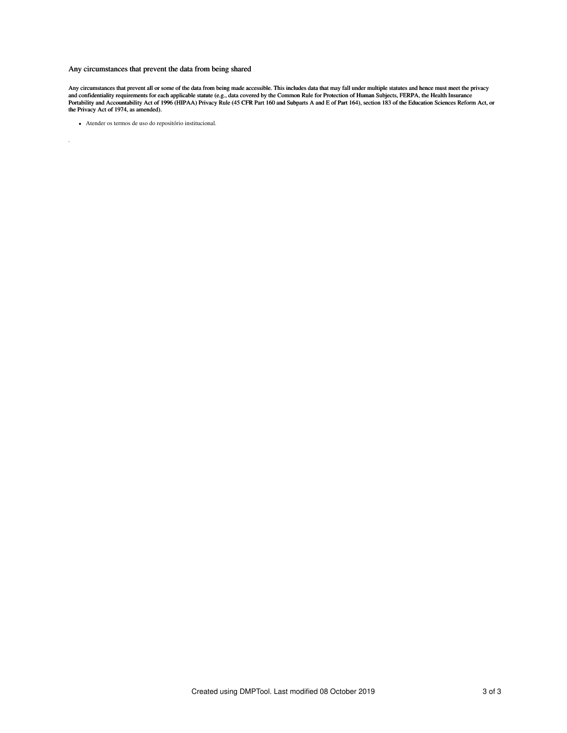### Any circumstances that prevent the data from being shared

**Any circumstances that prevent all or some of the data from being made accessible. This includes data that may fall under multiple statutes and hence must meet the privacy and confidentiality requirements for each applicable statute (e.g., data covered by the Common Rule for Protection of Human Subjects, FERPA, the Health Insurance Portability and Accountability Act of 1996 (HIPAA) Privacy Rule (45 CFR Part 160 and Subparts A and E of Part 164), section 183 of the Education Sciences Reform Act, or the Privacy Act of 1974, as amended).**

- Atender os termos de uso do repositório institucional.